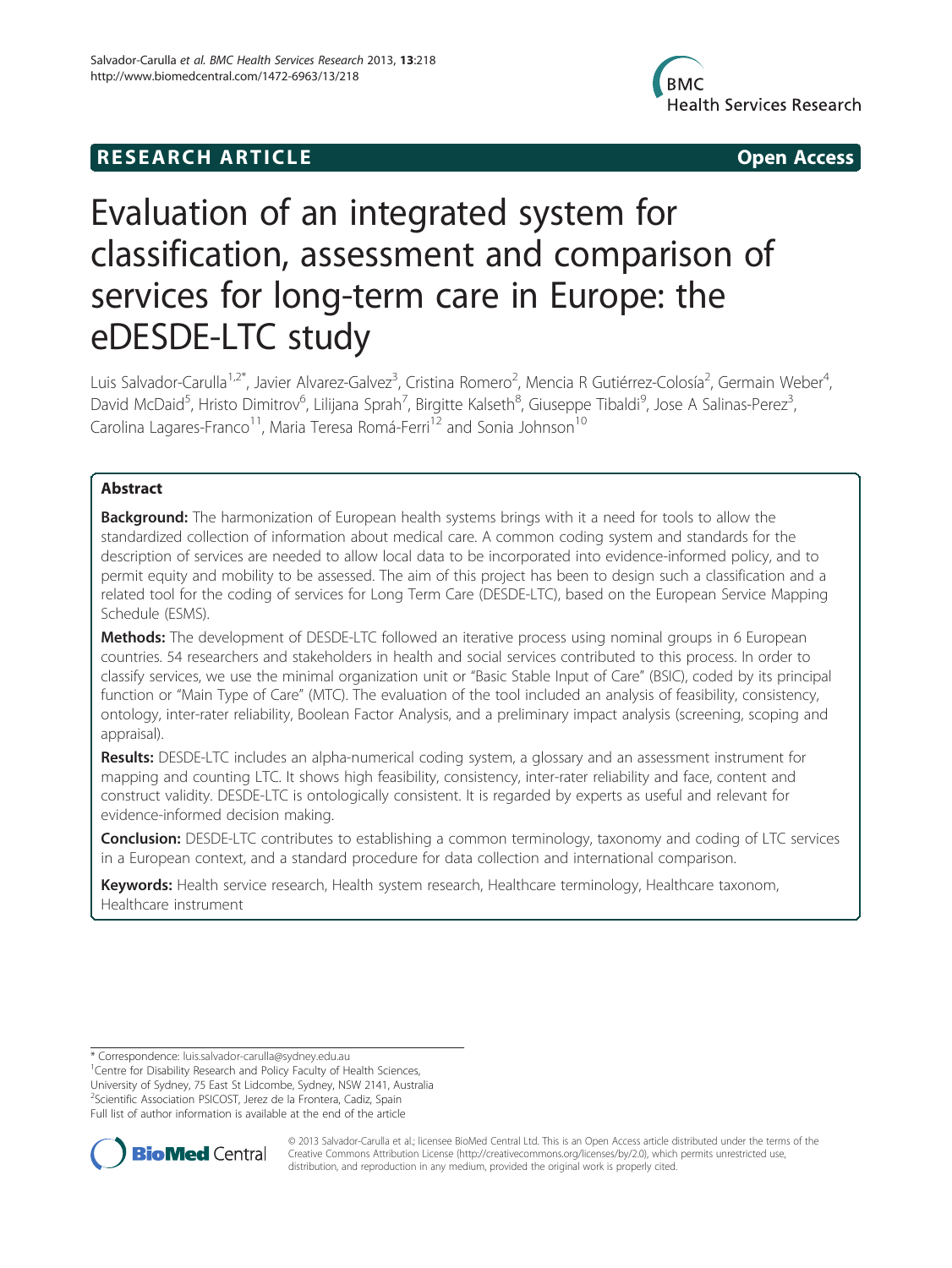**RESEARCH ARTICLE** **Open Access**

# Evaluation of an integrated system for classification, assessment and comparison of services for long-term care in Europe: the eDESDE-LTC study

Luis Salvador-Carulla[1,2*], Javier Alvarez-Galvez[3], Cristina Romero[2], Mencia R Gutiérrez-Colosía[2], Germain Weber[4], David McDaid[5], Hristo Dimitrov[6], Lilijana Sprah[7], Birgitte Kalseth[8], Giuseppe Tibaldi[9], Jose A Salinas-Perez[3], Carolina Lagares-Franco[11], Maria Teresa Romá-Ferri[12] and Sonia Johnson[10]

## Abstract

**Background:** The harmonization of European health systems brings with it a need for tools to allow the standardized collection of information about medical care. A common coding system and standards for the description of services are needed to allow local data to be incorporated into evidence-informed policy, and to permit equity and mobility to be assessed. The aim of this project has been to design such a classification and a related tool for the coding of services for Long Term Care (DESDE-LTC), based on the European Service Mapping Schedule (ESMS).

**Methods:** The development of DESDE-LTC followed an iterative process using nominal groups in 6 European countries. 54 researchers and stakeholders in health and social services contributed to this process. In order to classify services, we use the minimal organization unit or "Basic Stable Input of Care" (BSIC), coded by its principal function or "Main Type of Care" (MTC). The evaluation of the tool included an analysis of feasibility, consistency, ontology, inter-rater reliability, Boolean Factor Analysis, and a preliminary impact analysis (screening, scoping and appraisal).

**Results:** DESDE-LTC includes an alpha-numerical coding system, a glossary and an assessment instrument for mapping and counting LTC. It shows high feasibility, consistency, inter-rater reliability and face, content and construct validity. DESDE-LTC is ontologically consistent. It is regarded by experts as useful and relevant for evidence-informed decision making.

**Conclusion:** DESDE-LTC contributes to establishing a common terminology, taxonomy and coding of LTC services in a European context, and a standard procedure for data collection and international comparison.

**Keywords:** Health service research, Health system research, Healthcare terminology, Healthcare taxonom, Healthcare instrument

\* Correspondence: luis.salvador-carulla@sydney.edu.au
[1]Centre for Disability Research and Policy Faculty of Health Sciences, University of Sydney, 75 East St Lidcombe, Sydney, NSW 2141, Australia
[2]Scientific Association PSICOST, Jerez de la Frontera, Cadiz, Spain
Full list of author information is available at the end of the article

© 2013 Salvador-Carulla et al.; licensee BioMed Central Ltd. This is an Open Access article distributed under the terms of the Creative Commons Attribution License (http://creativecommons.org/licenses/by/2.0), which permits unrestricted use, distribution, and reproduction in any medium, provided the original work is properly cited.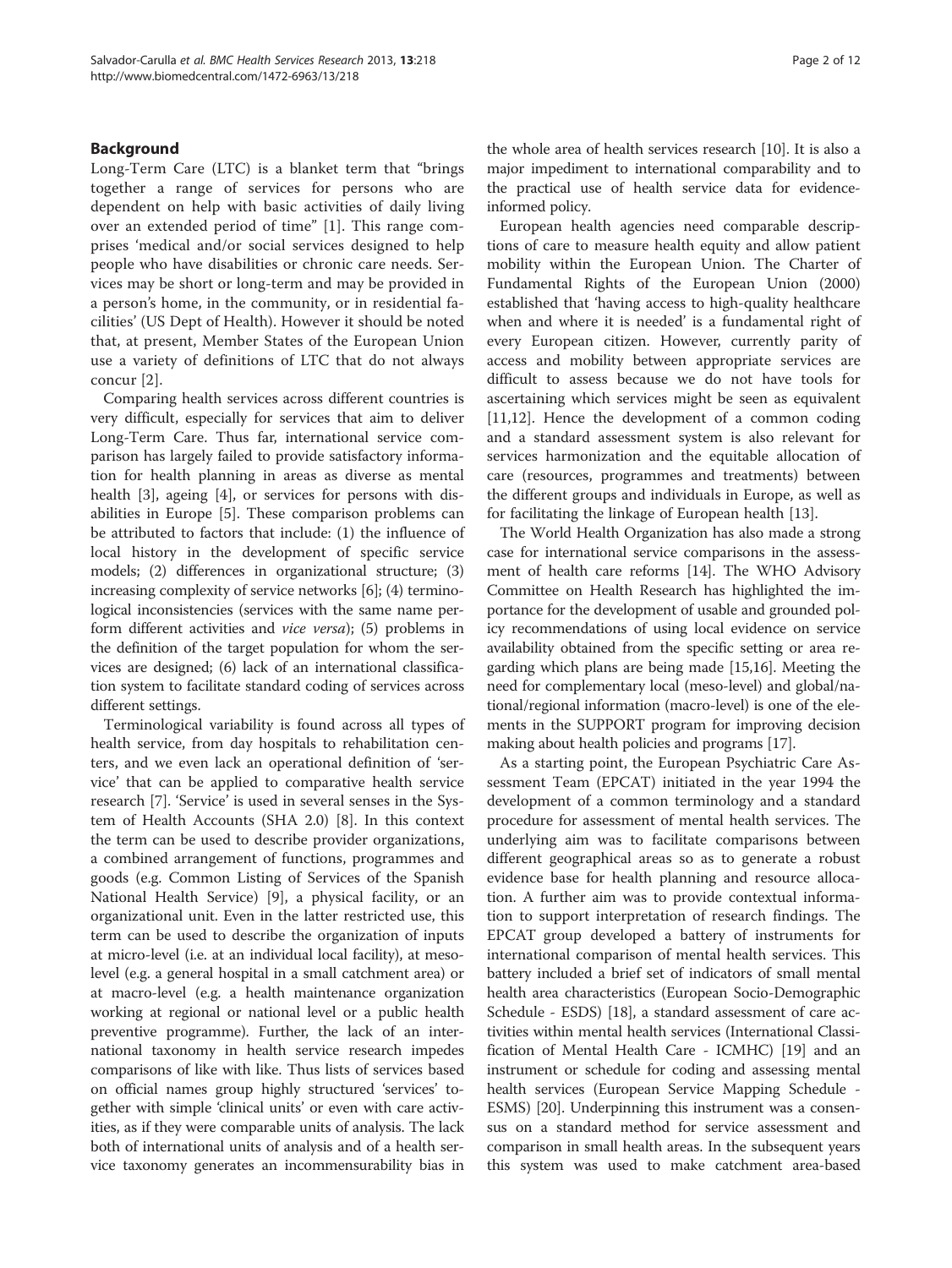## Background

Long-Term Care (LTC) is a blanket term that "brings together a range of services for persons who are dependent on help with basic activities of daily living over an extended period of time" [1]. This range comprises 'medical and/or social services designed to help people who have disabilities or chronic care needs. Services may be short or long-term and may be provided in a person's home, in the community, or in residential facilities' (US Dept of Health). However it should be noted that, at present, Member States of the European Union use a variety of definitions of LTC that do not always concur [2].

Comparing health services across different countries is very difficult, especially for services that aim to deliver Long-Term Care. Thus far, international service comparison has largely failed to provide satisfactory information for health planning in areas as diverse as mental health [3], ageing [4], or services for persons with disabilities in Europe [5]. These comparison problems can be attributed to factors that include: (1) the influence of local history in the development of specific service models; (2) differences in organizational structure; (3) increasing complexity of service networks [6]; (4) terminological inconsistencies (services with the same name perform different activities and *vice versa*); (5) problems in the definition of the target population for whom the services are designed; (6) lack of an international classification system to facilitate standard coding of services across different settings.

Terminological variability is found across all types of health service, from day hospitals to rehabilitation centers, and we even lack an operational definition of 'service' that can be applied to comparative health service research [7]. 'Service' is used in several senses in the System of Health Accounts (SHA 2.0) [8]. In this context the term can be used to describe provider organizations, a combined arrangement of functions, programmes and goods (e.g. Common Listing of Services of the Spanish National Health Service) [9], a physical facility, or an organizational unit. Even in the latter restricted use, this term can be used to describe the organization of inputs at micro-level (i.e. at an individual local facility), at meso-level (e.g. a general hospital in a small catchment area) or at macro-level (e.g. a health maintenance organization working at regional or national level or a public health preventive programme). Further, the lack of an international taxonomy in health service research impedes comparisons of like with like. Thus lists of services based on official names group highly structured 'services' together with simple 'clinical units' or even with care activities, as if they were comparable units of analysis. The lack both of international units of analysis and of a health service taxonomy generates an incommensurability bias in the whole area of health services research [10]. It is also a major impediment to international comparability and to the practical use of health service data for evidence-informed policy.

European health agencies need comparable descriptions of care to measure health equity and allow patient mobility within the European Union. The Charter of Fundamental Rights of the European Union (2000) established that 'having access to high-quality healthcare when and where it is needed' is a fundamental right of every European citizen. However, currently parity of access and mobility between appropriate services are difficult to assess because we do not have tools for ascertaining which services might be seen as equivalent [11,12]. Hence the development of a common coding and a standard assessment system is also relevant for services harmonization and the equitable allocation of care (resources, programmes and treatments) between the different groups and individuals in Europe, as well as for facilitating the linkage of European health [13].

The World Health Organization has also made a strong case for international service comparisons in the assessment of health care reforms [14]. The WHO Advisory Committee on Health Research has highlighted the importance for the development of usable and grounded policy recommendations of using local evidence on service availability obtained from the specific setting or area regarding which plans are being made [15,16]. Meeting the need for complementary local (meso-level) and global/national/regional information (macro-level) is one of the elements in the SUPPORT program for improving decision making about health policies and programs [17].

As a starting point, the European Psychiatric Care Assessment Team (EPCAT) initiated in the year 1994 the development of a common terminology and a standard procedure for assessment of mental health services. The underlying aim was to facilitate comparisons between different geographical areas so as to generate a robust evidence base for health planning and resource allocation. A further aim was to provide contextual information to support interpretation of research findings. The EPCAT group developed a battery of instruments for international comparison of mental health services. This battery included a brief set of indicators of small mental health area characteristics (European Socio-Demographic Schedule - ESDS) [18], a standard assessment of care activities within mental health services (International Classification of Mental Health Care - ICMHC) [19] and an instrument or schedule for coding and assessing mental health services (European Service Mapping Schedule - ESMS) [20]. Underpinning this instrument was a consensus on a standard method for service assessment and comparison in small health areas. In the subsequent years this system was used to make catchment area-based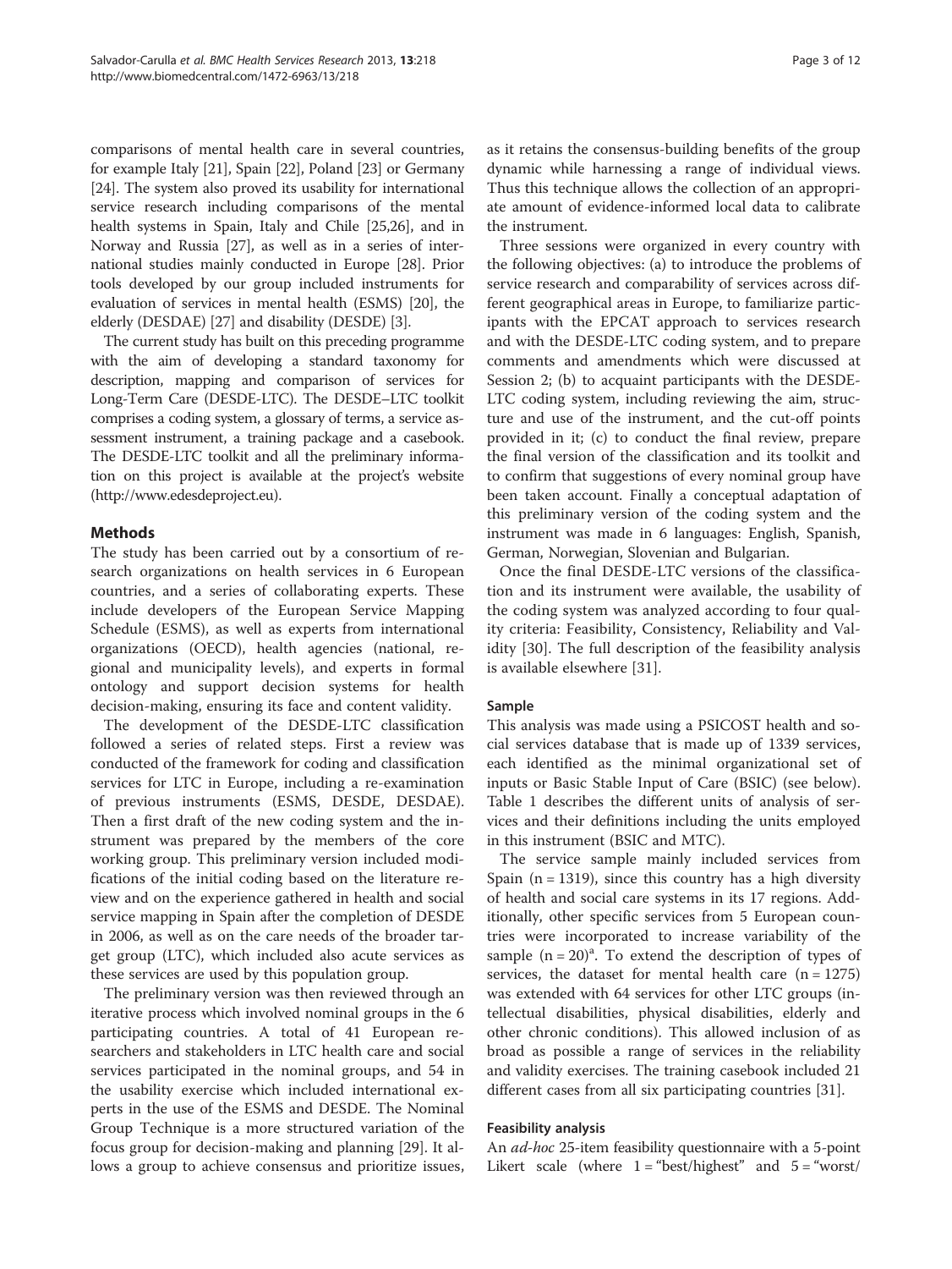comparisons of mental health care in several countries, for example Italy [21], Spain [22], Poland [23] or Germany [24]. The system also proved its usability for international service research including comparisons of the mental health systems in Spain, Italy and Chile [25,26], and in Norway and Russia [27], as well as in a series of international studies mainly conducted in Europe [28]. Prior tools developed by our group included instruments for evaluation of services in mental health (ESMS) [20], the elderly (DESDAE) [27] and disability (DESDE) [3].

The current study has built on this preceding programme with the aim of developing a standard taxonomy for description, mapping and comparison of services for Long-Term Care (DESDE-LTC). The DESDE–LTC toolkit comprises a coding system, a glossary of terms, a service assessment instrument, a training package and a casebook. The DESDE-LTC toolkit and all the preliminary information on this project is available at the project's website (http://www.edesdeproject.eu).

## Methods

The study has been carried out by a consortium of research organizations on health services in 6 European countries, and a series of collaborating experts. These include developers of the European Service Mapping Schedule (ESMS), as well as experts from international organizations (OECD), health agencies (national, regional and municipality levels), and experts in formal ontology and support decision systems for health decision-making, ensuring its face and content validity.

The development of the DESDE-LTC classification followed a series of related steps. First a review was conducted of the framework for coding and classification services for LTC in Europe, including a re-examination of previous instruments (ESMS, DESDE, DESDAE). Then a first draft of the new coding system and the instrument was prepared by the members of the core working group. This preliminary version included modifications of the initial coding based on the literature review and on the experience gathered in health and social service mapping in Spain after the completion of DESDE in 2006, as well as on the care needs of the broader target group (LTC), which included also acute services as these services are used by this population group.

The preliminary version was then reviewed through an iterative process which involved nominal groups in the 6 participating countries. A total of 41 European researchers and stakeholders in LTC health care and social services participated in the nominal groups, and 54 in the usability exercise which included international experts in the use of the ESMS and DESDE. The Nominal Group Technique is a more structured variation of the focus group for decision-making and planning [29]. It allows a group to achieve consensus and prioritize issues, as it retains the consensus-building benefits of the group dynamic while harnessing a range of individual views. Thus this technique allows the collection of an appropriate amount of evidence-informed local data to calibrate the instrument.

Three sessions were organized in every country with the following objectives: (a) to introduce the problems of service research and comparability of services across different geographical areas in Europe, to familiarize participants with the EPCAT approach to services research and with the DESDE-LTC coding system, and to prepare comments and amendments which were discussed at Session 2; (b) to acquaint participants with the DESDE-LTC coding system, including reviewing the aim, structure and use of the instrument, and the cut-off points provided in it; (c) to conduct the final review, prepare the final version of the classification and its toolkit and to confirm that suggestions of every nominal group have been taken account. Finally a conceptual adaptation of this preliminary version of the coding system and the instrument was made in 6 languages: English, Spanish, German, Norwegian, Slovenian and Bulgarian.

Once the final DESDE-LTC versions of the classification and its instrument were available, the usability of the coding system was analyzed according to four quality criteria: Feasibility, Consistency, Reliability and Validity [30]. The full description of the feasibility analysis is available elsewhere [31].

### Sample

This analysis was made using a PSICOST health and social services database that is made up of 1339 services, each identified as the minimal organizational set of inputs or Basic Stable Input of Care (BSIC) (see below). Table 1 describes the different units of analysis of services and their definitions including the units employed in this instrument (BSIC and MTC).

The service sample mainly included services from Spain (n = 1319), since this country has a high diversity of health and social care systems in its 17 regions. Additionally, other specific services from 5 European countries were incorporated to increase variability of the sample (n = 20)[a]. To extend the description of types of services, the dataset for mental health care (n = 1275) was extended with 64 services for other LTC groups (intellectual disabilities, physical disabilities, elderly and other chronic conditions). This allowed inclusion of as broad as possible a range of services in the reliability and validity exercises. The training casebook included 21 different cases from all six participating countries [31].

### Feasibility analysis

An *ad-hoc* 25-item feasibility questionnaire with a 5-point Likert scale (where 1 = "best/highest" and 5 = "worst/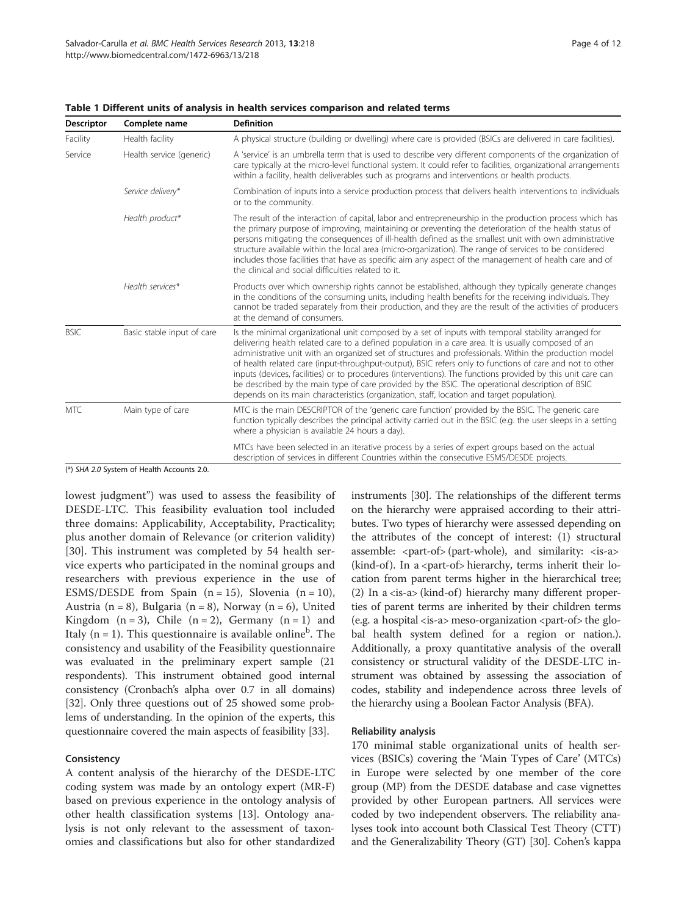**Table 1 Different units of analysis in health services comparison and related terms**

| Descriptor | Complete name | Definition |
|---|---|---|
| Facility | Health facility | A physical structure (building or dwelling) where care is provided (BSICs are delivered in care facilities). |
| Service | Health service (generic) | A 'service' is an umbrella term that is used to describe very different components of the organization of care typically at the micro-level functional system. It could refer to facilities, organizational arrangements within a facility, health deliverables such as programs and interventions or health products. |
| | *Service delivery\** | Combination of inputs into a service production process that delivers health interventions to individuals or to the community. |
| | *Health product\** | The result of the interaction of capital, labor and entrepreneurship in the production process which has the primary purpose of improving, maintaining or preventing the deterioration of the health status of persons mitigating the consequences of ill-health defined as the smallest unit with own administrative structure available within the local area (micro-organization). The range of services to be considered includes those facilities that have as specific aim any aspect of the management of health care and of the clinical and social difficulties related to it. |
| | *Health services\** | Products over which ownership rights cannot be established, although they typically generate changes in the conditions of the consuming units, including health benefits for the receiving individuals. They cannot be traded separately from their production, and they are the result of the activities of producers at the demand of consumers. |
| BSIC | Basic stable input of care | Is the minimal organizational unit composed by a set of inputs with temporal stability arranged for delivering health related care to a defined population in a care area. It is usually composed of an administrative unit with an organized set of structures and professionals. Within the production model of health related care (input-throughput-output), BSIC refers only to functions of care and not to other inputs (devices, facilities) or to procedures (interventions). The functions provided by this unit care can be described by the main type of care provided by the BSIC. The operational description of BSIC depends on its main characteristics (organization, staff, location and target population). |
| MTC | Main type of care | MTC is the main DESCRIPTOR of the 'generic care function' provided by the BSIC. The generic care function typically describes the principal activity carried out in the BSIC (e.g. the user sleeps in a setting where a physician is available 24 hours a day). |
| | | MTCs have been selected in an iterative process by a series of expert groups based on the actual description of services in different Countries within the consecutive ESMS/DESDE projects. |

(\*) *SHA 2.0* System of Health Accounts 2.0.

lowest judgment") was used to assess the feasibility of DESDE-LTC. This feasibility evaluation tool included three domains: Applicability, Acceptability, Practicality; plus another domain of Relevance (or criterion validity) [30]. This instrument was completed by 54 health service experts who participated in the nominal groups and researchers with previous experience in the use of ESMS/DESDE from Spain (n = 15), Slovenia (n = 10), Austria (n = 8), Bulgaria (n = 8), Norway (n = 6), United Kingdom (n = 3), Chile (n = 2), Germany (n = 1) and Italy (n = 1). This questionnaire is available online[b]. The consistency and usability of the Feasibility questionnaire was evaluated in the preliminary expert sample (21 respondents). This instrument obtained good internal consistency (Cronbach's alpha over 0.7 in all domains) [32]. Only three questions out of 25 showed some problems of understanding. In the opinion of the experts, this questionnaire covered the main aspects of feasibility [33].

### Consistency

A content analysis of the hierarchy of the DESDE-LTC coding system was made by an ontology expert (MR-F) based on previous experience in the ontology analysis of other health classification systems [13]. Ontology analysis is not only relevant to the assessment of taxonomies and classifications but also for other standardized instruments [30]. The relationships of the different terms on the hierarchy were appraised according to their attributes. Two types of hierarchy were assessed depending on the attributes of the concept of interest: (1) structural assemble: <part-of> (part-whole), and similarity: <is-a> (kind-of). In a <part-of> hierarchy, terms inherit their location from parent terms higher in the hierarchical tree; (2) In a <is-a> (kind-of) hierarchy many different properties of parent terms are inherited by their children terms (e.g. a hospital <is-a> meso-organization <part-of> the global health system defined for a region or nation.). Additionally, a proxy quantitative analysis of the overall consistency or structural validity of the DESDE-LTC instrument was obtained by assessing the association of codes, stability and independence across three levels of the hierarchy using a Boolean Factor Analysis (BFA).

### Reliability analysis

170 minimal stable organizational units of health services (BSICs) covering the 'Main Types of Care' (MTCs) in Europe were selected by one member of the core group (MP) from the DESDE database and case vignettes provided by other European partners. All services were coded by two independent observers. The reliability analyses took into account both Classical Test Theory (CTT) and the Generalizability Theory (GT) [30]. Cohen's kappa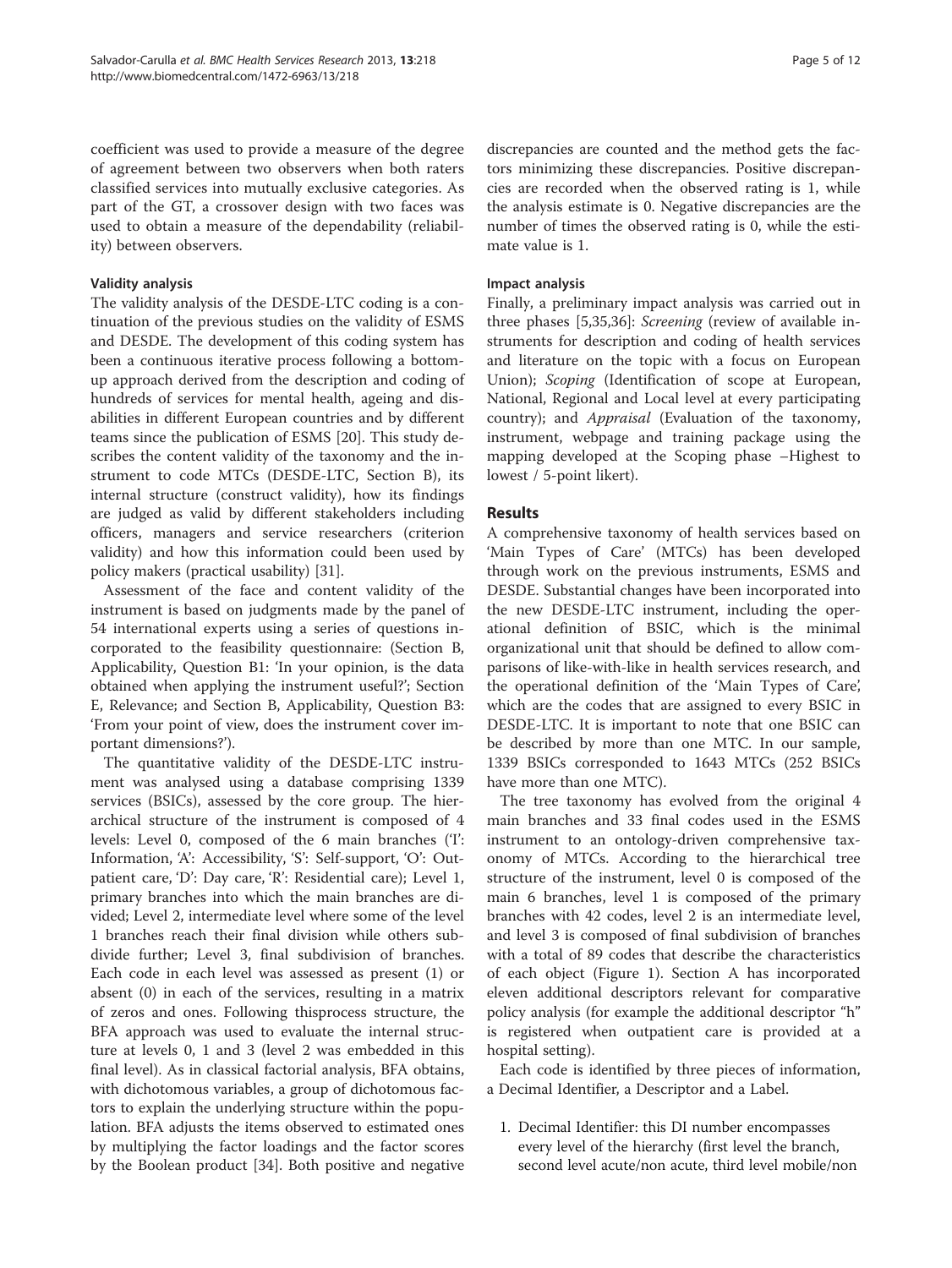coefficient was used to provide a measure of the degree of agreement between two observers when both raters classified services into mutually exclusive categories. As part of the GT, a crossover design with two faces was used to obtain a measure of the dependability (reliability) between observers.

#### Validity analysis

The validity analysis of the DESDE-LTC coding is a continuation of the previous studies on the validity of ESMS and DESDE. The development of this coding system has been a continuous iterative process following a bottom-up approach derived from the description and coding of hundreds of services for mental health, ageing and disabilities in different European countries and by different teams since the publication of ESMS [20]. This study describes the content validity of the taxonomy and the instrument to code MTCs (DESDE-LTC, Section B), its internal structure (construct validity), how its findings are judged as valid by different stakeholders including officers, managers and service researchers (criterion validity) and how this information could been used by policy makers (practical usability) [31].

Assessment of the face and content validity of the instrument is based on judgments made by the panel of 54 international experts using a series of questions incorporated to the feasibility questionnaire: (Section B, Applicability, Question B1: 'In your opinion, is the data obtained when applying the instrument useful?'; Section E, Relevance; and Section B, Applicability, Question B3: 'From your point of view, does the instrument cover important dimensions?').

The quantitative validity of the DESDE-LTC instrument was analysed using a database comprising 1339 services (BSICs), assessed by the core group. The hierarchical structure of the instrument is composed of 4 levels: Level 0, composed of the 6 main branches ('I': Information, 'A': Accessibility, 'S': Self-support, 'O': Outpatient care, 'D': Day care, 'R': Residential care); Level 1, primary branches into which the main branches are divided; Level 2, intermediate level where some of the level 1 branches reach their final division while others subdivide further; Level 3, final subdivision of branches. Each code in each level was assessed as present (1) or absent (0) in each of the services, resulting in a matrix of zeros and ones. Following thisprocess structure, the BFA approach was used to evaluate the internal structure at levels 0, 1 and 3 (level 2 was embedded in this final level). As in classical factorial analysis, BFA obtains, with dichotomous variables, a group of dichotomous factors to explain the underlying structure within the population. BFA adjusts the items observed to estimated ones by multiplying the factor loadings and the factor scores by the Boolean product [34]. Both positive and negative discrepancies are counted and the method gets the factors minimizing these discrepancies. Positive discrepancies are recorded when the observed rating is 1, while the analysis estimate is 0. Negative discrepancies are the number of times the observed rating is 0, while the estimate value is 1.

#### Impact analysis

Finally, a preliminary impact analysis was carried out in three phases [5,35,36]: *Screening* (review of available instruments for description and coding of health services and literature on the topic with a focus on European Union); *Scoping* (Identification of scope at European, National, Regional and Local level at every participating country); and *Appraisal* (Evaluation of the taxonomy, instrument, webpage and training package using the mapping developed at the Scoping phase –Highest to lowest / 5-point likert).

## Results

A comprehensive taxonomy of health services based on 'Main Types of Care' (MTCs) has been developed through work on the previous instruments, ESMS and DESDE. Substantial changes have been incorporated into the new DESDE-LTC instrument, including the operational definition of BSIC, which is the minimal organizational unit that should be defined to allow comparisons of like-with-like in health services research, and the operational definition of the 'Main Types of Care', which are the codes that are assigned to every BSIC in DESDE-LTC. It is important to note that one BSIC can be described by more than one MTC. In our sample, 1339 BSICs corresponded to 1643 MTCs (252 BSICs have more than one MTC).

The tree taxonomy has evolved from the original 4 main branches and 33 final codes used in the ESMS instrument to an ontology-driven comprehensive taxonomy of MTCs. According to the hierarchical tree structure of the instrument, level 0 is composed of the main 6 branches, level 1 is composed of the primary branches with 42 codes, level 2 is an intermediate level, and level 3 is composed of final subdivision of branches with a total of 89 codes that describe the characteristics of each object (Figure 1). Section A has incorporated eleven additional descriptors relevant for comparative policy analysis (for example the additional descriptor "h" is registered when outpatient care is provided at a hospital setting).

Each code is identified by three pieces of information, a Decimal Identifier, a Descriptor and a Label.

1. Decimal Identifier: this DI number encompasses every level of the hierarchy (first level the branch, second level acute/non acute, third level mobile/non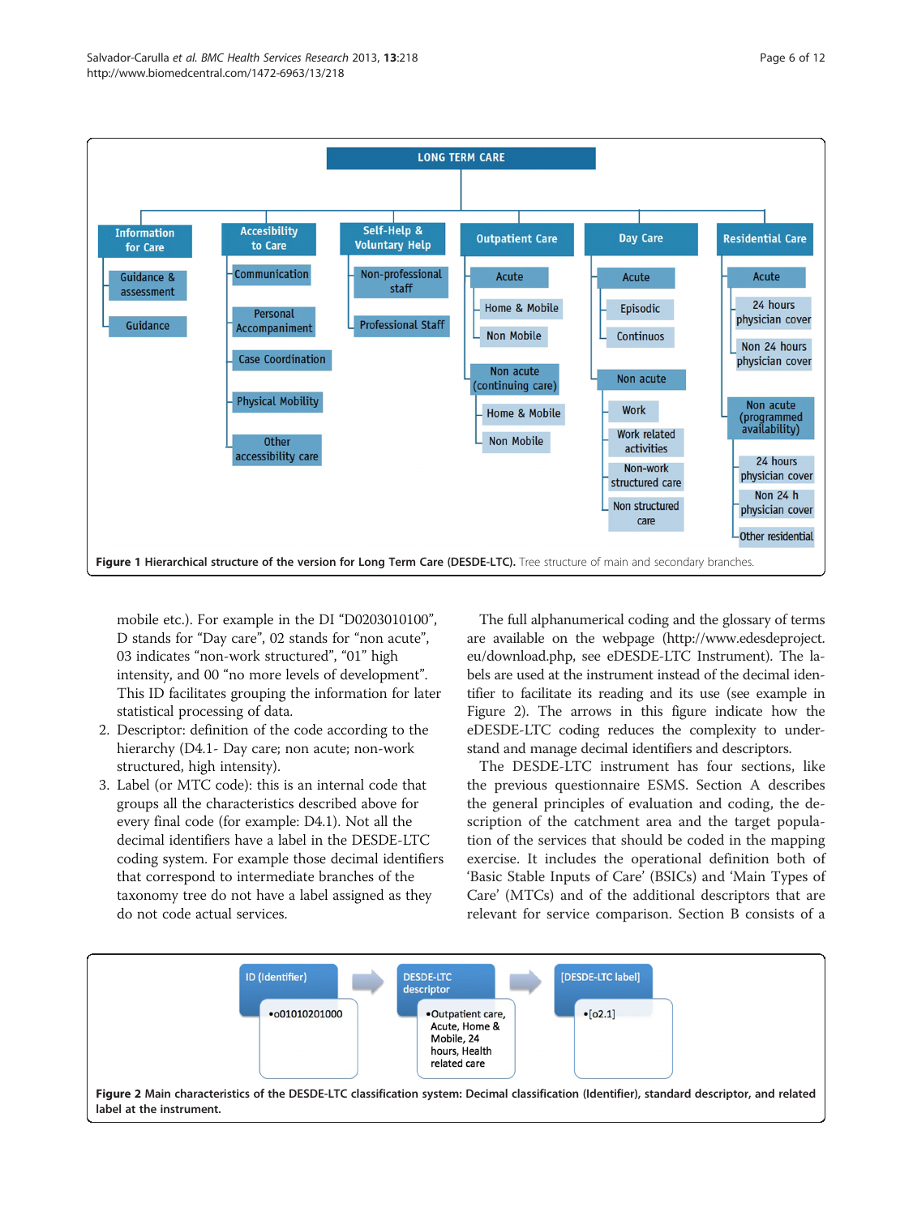LONG TERM CARE

- Information for Care
  - Guidance & assessment
  - Guidance
- Accesibility to Care
  - Communication
  - Personal Accompaniment
  - Case Coordination
  - Physical Mobility
  - Other accessibility care
- Self-Help & Voluntary Help
  - Non-professional staff
  - Professional Staff
- Outpatient Care
  - Acute
    - Home & Mobile
    - Non Mobile
  - Non acute (continuing care)
    - Home & Mobile
    - Non Mobile
- Day Care
  - Acute
    - Episodic
    - Continuos
  - Non acute
    - Work
    - Work related activities
    - Non-work structured care
    - Non structured care
- Residential Care
  - Acute
    - 24 hours physician cover
    - Non 24 hours physician cover
  - Non acute (programmed availability)
    - 24 hours physician cover
    - Non 24 h physician cover
    - Other residential

**Figure 1 Hierarchical structure of the version for Long Term Care (DESDE-LTC).** Tree structure of main and secondary branches.

mobile etc.). For example in the DI "D0203010100", D stands for "Day care", 02 stands for "non acute", 03 indicates "non-work structured", "01" high intensity, and 00 "no more levels of development". This ID facilitates grouping the information for later statistical processing of data.

2. Descriptor: definition of the code according to the hierarchy (D4.1- Day care; non acute; non-work structured, high intensity).
3. Label (or MTC code): this is an internal code that groups all the characteristics described above for every final code (for example: D4.1). Not all the decimal identifiers have a label in the DESDE-LTC coding system. For example those decimal identifiers that correspond to intermediate branches of the taxonomy tree do not have a label assigned as they do not code actual services.

The full alphanumerical coding and the glossary of terms are available on the webpage (http://www.edesdeproject.eu/download.php, see eDESDE-LTC Instrument). The labels are used at the instrument instead of the decimal identifier to facilitate its reading and its use (see example in Figure 2). The arrows in this figure indicate how the eDESDE-LTC coding reduces the complexity to understand and manage decimal identifiers and descriptors.

The DESDE-LTC instrument has four sections, like the previous questionnaire ESMS. Section A describes the general principles of evaluation and coding, the description of the catchment area and the target population of the services that should be coded in the mapping exercise. It includes the operational definition both of 'Basic Stable Inputs of Care' (BSICs) and 'Main Types of Care' (MTCs) and of the additional descriptors that are relevant for service comparison. Section B consists of a

| ID (Identifier) | DESDE-LTC descriptor | [DESDE-LTC label] |
|---|---|---|
| •o01010201000 | •Outpatient care, Acute, Home & Mobile, 24 hours, Health related care | •[o2.1] |

**Figure 2 Main characteristics of the DESDE-LTC classification system: Decimal classification (Identifier), standard descriptor, and related label at the instrument.**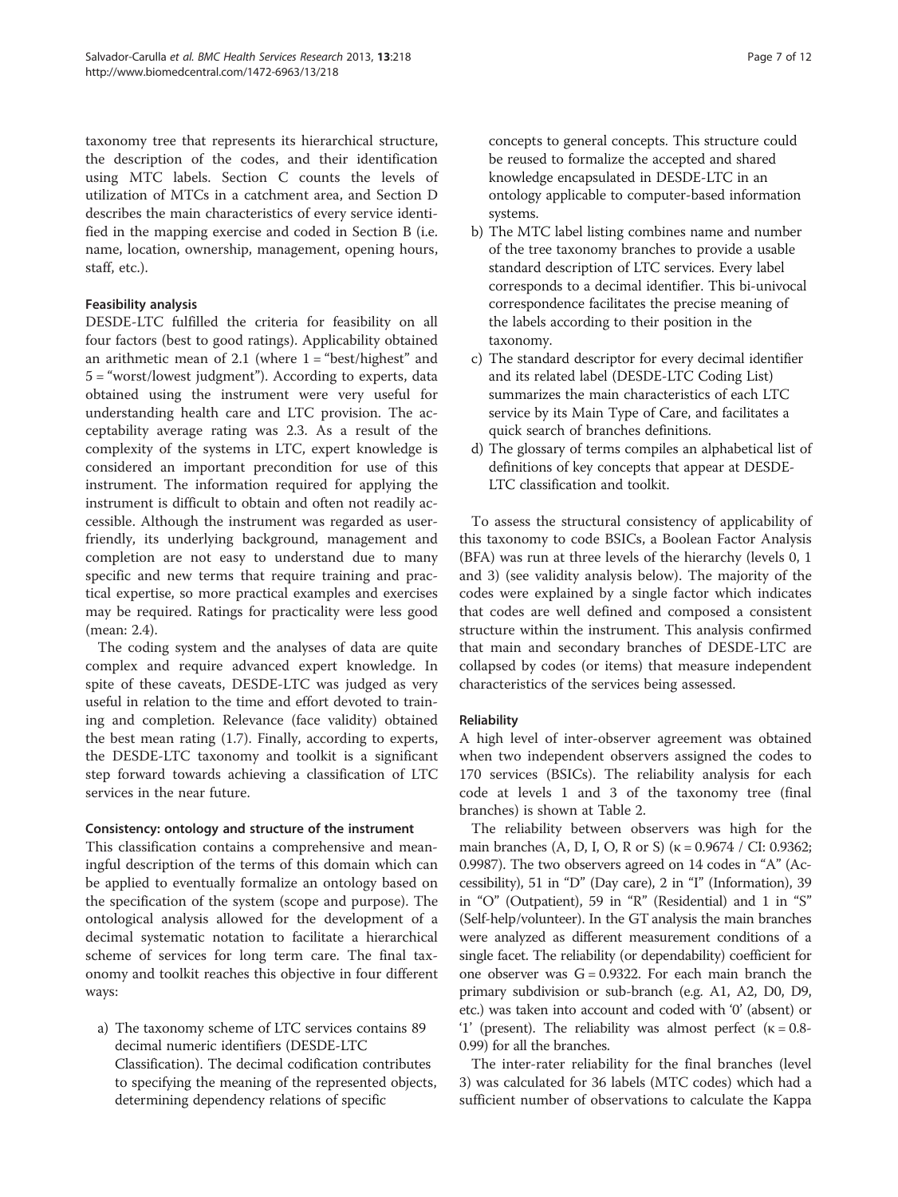taxonomy tree that represents its hierarchical structure, the description of the codes, and their identification using MTC labels. Section C counts the levels of utilization of MTCs in a catchment area, and Section D describes the main characteristics of every service identified in the mapping exercise and coded in Section B (i.e. name, location, ownership, management, opening hours, staff, etc.).

#### Feasibility analysis

DESDE-LTC fulfilled the criteria for feasibility on all four factors (best to good ratings). Applicability obtained an arithmetic mean of 2.1 (where 1 = "best/highest" and 5 = "worst/lowest judgment"). According to experts, data obtained using the instrument were very useful for understanding health care and LTC provision. The acceptability average rating was 2.3. As a result of the complexity of the systems in LTC, expert knowledge is considered an important precondition for use of this instrument. The information required for applying the instrument is difficult to obtain and often not readily accessible. Although the instrument was regarded as user-friendly, its underlying background, management and completion are not easy to understand due to many specific and new terms that require training and practical expertise, so more practical examples and exercises may be required. Ratings for practicality were less good (mean: 2.4).

The coding system and the analyses of data are quite complex and require advanced expert knowledge. In spite of these caveats, DESDE-LTC was judged as very useful in relation to the time and effort devoted to training and completion. Relevance (face validity) obtained the best mean rating (1.7). Finally, according to experts, the DESDE-LTC taxonomy and toolkit is a significant step forward towards achieving a classification of LTC services in the near future.

#### Consistency: ontology and structure of the instrument

This classification contains a comprehensive and meaningful description of the terms of this domain which can be applied to eventually formalize an ontology based on the specification of the system (scope and purpose). The ontological analysis allowed for the development of a decimal systematic notation to facilitate a hierarchical scheme of services for long term care. The final taxonomy and toolkit reaches this objective in four different ways:

a) The taxonomy scheme of LTC services contains 89 decimal numeric identifiers (DESDE-LTC Classification). The decimal codification contributes to specifying the meaning of the represented objects, determining dependency relations of specific concepts to general concepts. This structure could be reused to formalize the accepted and shared knowledge encapsulated in DESDE-LTC in an ontology applicable to computer-based information systems.
b) The MTC label listing combines name and number of the tree taxonomy branches to provide a usable standard description of LTC services. Every label corresponds to a decimal identifier. This bi-univocal correspondence facilitates the precise meaning of the labels according to their position in the taxonomy.
c) The standard descriptor for every decimal identifier and its related label (DESDE-LTC Coding List) summarizes the main characteristics of each LTC service by its Main Type of Care, and facilitates a quick search of branches definitions.
d) The glossary of terms compiles an alphabetical list of definitions of key concepts that appear at DESDE-LTC classification and toolkit.

To assess the structural consistency of applicability of this taxonomy to code BSICs, a Boolean Factor Analysis (BFA) was run at three levels of the hierarchy (levels 0, 1 and 3) (see validity analysis below). The majority of the codes were explained by a single factor which indicates that codes are well defined and composed a consistent structure within the instrument. This analysis confirmed that main and secondary branches of DESDE-LTC are collapsed by codes (or items) that measure independent characteristics of the services being assessed.

#### Reliability

A high level of inter-observer agreement was obtained when two independent observers assigned the codes to 170 services (BSICs). The reliability analysis for each code at levels 1 and 3 of the taxonomy tree (final branches) is shown at Table 2.

The reliability between observers was high for the main branches (A, D, I, O, R or S) (κ = 0.9674 / CI: 0.9362; 0.9987). The two observers agreed on 14 codes in "A" (Accessibility), 51 in "D" (Day care), 2 in "I" (Information), 39 in "O" (Outpatient), 59 in "R" (Residential) and 1 in "S" (Self-help/volunteer). In the GT analysis the main branches were analyzed as different measurement conditions of a single facet. The reliability (or dependability) coefficient for one observer was G = 0.9322. For each main branch the primary subdivision or sub-branch (e.g. A1, A2, D0, D9, etc.) was taken into account and coded with '0' (absent) or '1' (present). The reliability was almost perfect (κ = 0.8-0.99) for all the branches.

The inter-rater reliability for the final branches (level 3) was calculated for 36 labels (MTC codes) which had a sufficient number of observations to calculate the Kappa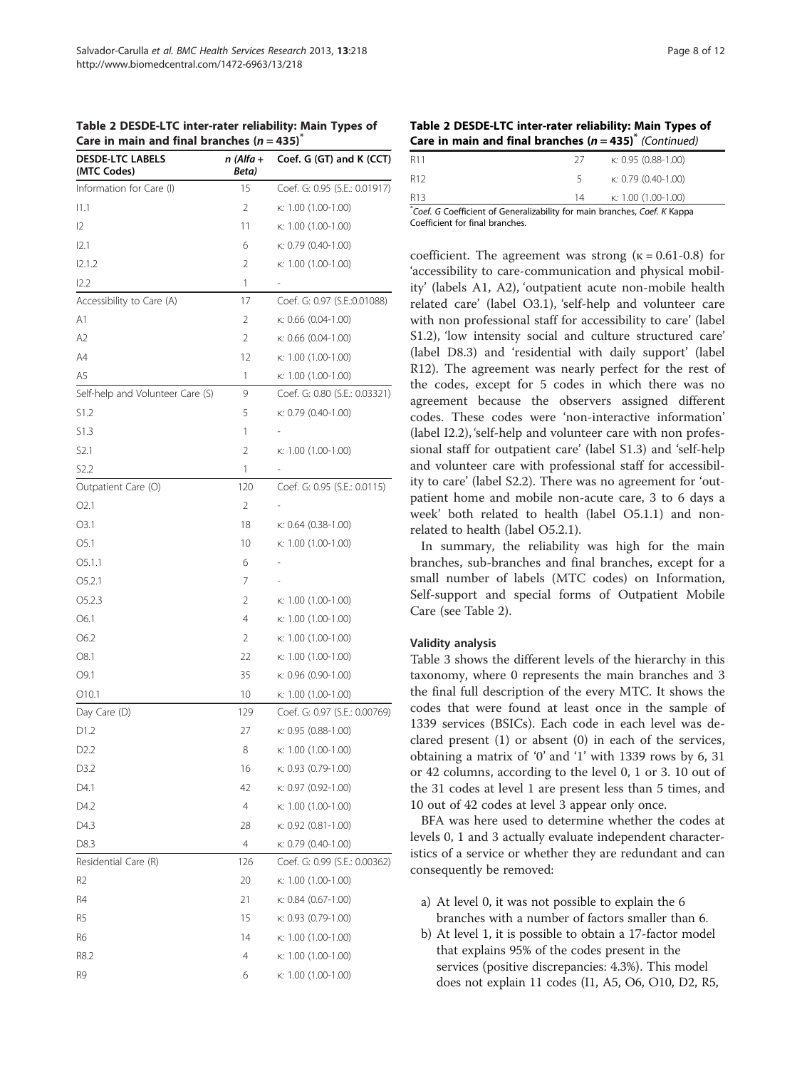**Table 2 DESDE-LTC inter-rater reliability: Main Types of Care in main and final branches ($n = 435$)[*]**

| DESDE-LTC LABELS (MTC Codes) | n (Alfa + Beta) | Coef. G (GT) and K (CCT) |
|---|---|---|
| Information for Care (I) | 15 | Coef. G: 0.95 (S.E.: 0.01917) |
| I1.1 | 2 | κ: 1.00 (1.00-1.00) |
| I2 | 11 | κ: 1.00 (1.00-1.00) |
| I2.1 | 6 | κ: 0.79 (0.40-1.00) |
| I2.1.2 | 2 | κ: 1.00 (1.00-1.00) |
| I2.2 | 1 | - |
| Accessibility to Care (A) | 17 | Coef. G: 0.97 (S.E.:0.01088) |
| A1 | 2 | κ: 0.66 (0.04-1.00) |
| A2 | 2 | κ: 0.66 (0.04-1.00) |
| A4 | 12 | κ: 1.00 (1.00-1.00) |
| A5 | 1 | κ: 1.00 (1.00-1.00) |
| Self-help and Volunteer Care (S) | 9 | Coef. G: 0.80 (S.E.: 0.03321) |
| S1.2 | 5 | κ: 0.79 (0.40-1.00) |
| S1.3 | 1 | - |
| S2.1 | 2 | κ: 1.00 (1.00-1.00) |
| S2.2 | 1 | - |
| Outpatient Care (O) | 120 | Coef. G: 0.95 (S.E.: 0.0115) |
| O2.1 | 2 | - |
| O3.1 | 18 | κ: 0.64 (0.38-1.00) |
| O5.1 | 10 | κ: 1.00 (1.00-1.00) |
| O5.1.1 | 6 | - |
| O5.2.1 | 7 | - |
| O5.2.3 | 2 | κ: 1.00 (1.00-1.00) |
| O6.1 | 4 | κ: 1.00 (1.00-1.00) |
| O6.2 | 2 | κ: 1.00 (1.00-1.00) |
| O8.1 | 22 | κ: 1.00 (1.00-1.00) |
| O9.1 | 35 | κ: 0.96 (0.90-1.00) |
| O10.1 | 10 | κ: 1.00 (1.00-1.00) |
| Day Care (D) | 129 | Coef. G: 0.97 (S.E.: 0.00769) |
| D1.2 | 27 | κ: 0.95 (0.88-1.00) |
| D2.2 | 8 | κ: 1.00 (1.00-1.00) |
| D3.2 | 16 | κ: 0.93 (0.79-1.00) |
| D4.1 | 42 | κ: 0.97 (0.92-1.00) |
| D4.2 | 4 | κ: 1.00 (1.00-1.00) |
| D4.3 | 28 | κ: 0.92 (0.81-1.00) |
| D8.3 | 4 | κ: 0.79 (0.40-1.00) |
| Residential Care (R) | 126 | Coef. G: 0.99 (S.E.: 0.00362) |
| R2 | 20 | κ: 1.00 (1.00-1.00) |
| R4 | 21 | κ: 0.84 (0.67-1.00) |
| R5 | 15 | κ: 0.93 (0.79-1.00) |
| R6 | 14 | κ: 1.00 (1.00-1.00) |
| R8.2 | 4 | κ: 1.00 (1.00-1.00) |
| R9 | 6 | κ: 1.00 (1.00-1.00) |
| R11 | 27 | κ: 0.95 (0.88-1.00) |
| R12 | 5 | κ: 0.79 (0.40-1.00) |
| R13 | 14 | κ: 1.00 (1.00-1.00) |

[*]*Coef. G* Coefficient of Generalizability for main branches, *Coef. K* Kappa Coefficient for final branches.

coefficient. The agreement was strong (κ = 0.61-0.8) for 'accessibility to care-communication and physical mobility' (labels A1, A2), 'outpatient acute non-mobile health related care' (label O3.1), 'self-help and volunteer care with non professional staff for accessibility to care' (label S1.2), 'low intensity social and culture structured care' (label D8.3) and 'residential with daily support' (label R12). The agreement was nearly perfect for the rest of the codes, except for 5 codes in which there was no agreement because the observers assigned different codes. These codes were 'non-interactive information' (label I2.2), 'self-help and volunteer care with non professional staff for outpatient care' (label S1.3) and 'self-help and volunteer care with professional staff for accessibility to care' (label S2.2). There was no agreement for 'outpatient home and mobile non-acute care, 3 to 6 days a week' both related to health (label O5.1.1) and non-related to health (label O5.2.1).

In summary, the reliability was high for the main branches, sub-branches and final branches, except for a small number of labels (MTC codes) on Information, Self-support and special forms of Outpatient Mobile Care (see Table 2).

### Validity analysis

Table 3 shows the different levels of the hierarchy in this taxonomy, where 0 represents the main branches and 3 the final full description of the every MTC. It shows the codes that were found at least once in the sample of 1339 services (BSICs). Each code in each level was declared present (1) or absent (0) in each of the services, obtaining a matrix of '0' and '1' with 1339 rows by 6, 31 or 42 columns, according to the level 0, 1 or 3. 10 out of the 31 codes at level 1 are present less than 5 times, and 10 out of 42 codes at level 3 appear only once.

BFA was here used to determine whether the codes at levels 0, 1 and 3 actually evaluate independent characteristics of a service or whether they are redundant and can consequently be removed:

a) At level 0, it was not possible to explain the 6 branches with a number of factors smaller than 6.
b) At level 1, it is possible to obtain a 17-factor model that explains 95% of the codes present in the services (positive discrepancies: 4.3%). This model does not explain 11 codes (I1, A5, O6, O10, D2, R5,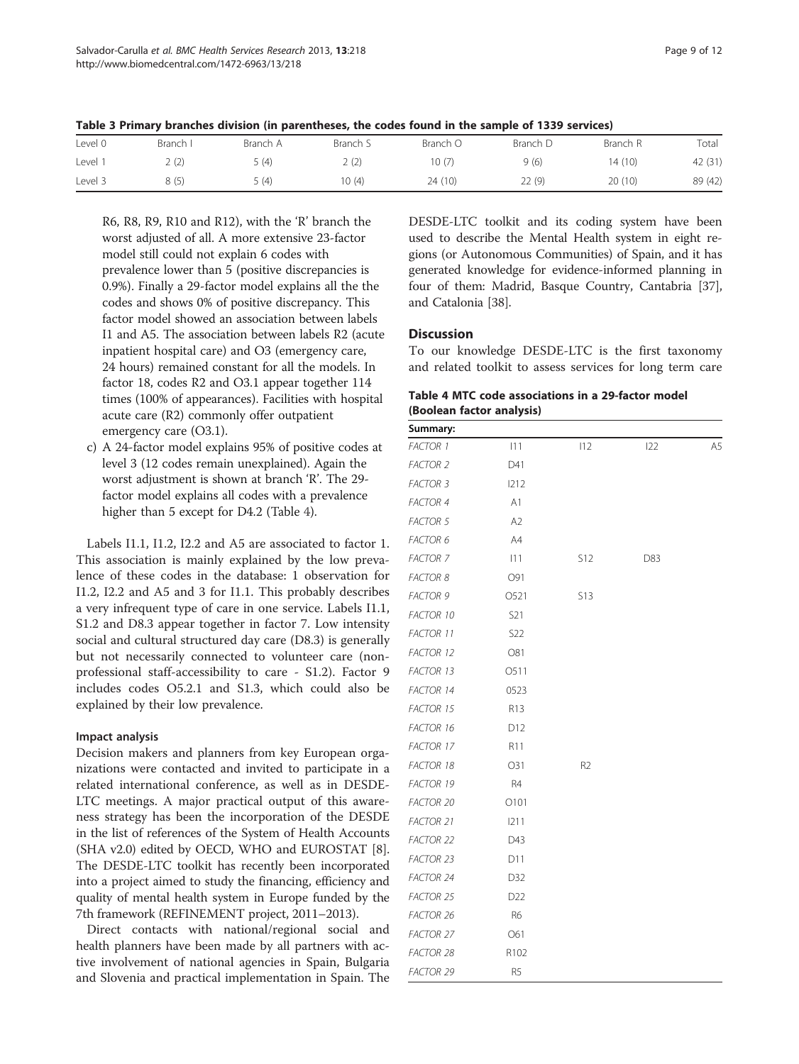**Table 3 Primary branches division (in parentheses, the codes found in the sample of 1339 services)**

| Level 0 | Branch I | Branch A | Branch S | Branch O | Branch D | Branch R | Total |
|---|---|---|---|---|---|---|---|
| Level 1 | 2 (2) | 5 (4) | 2 (2) | 10 (7) | 9 (6) | 14 (10) | 42 (31) |
| Level 3 | 8 (5) | 5 (4) | 10 (4) | 24 (10) | 22 (9) | 20 (10) | 89 (42) |

R6, R8, R9, R10 and R12), with the 'R' branch the worst adjusted of all. A more extensive 23-factor model still could not explain 6 codes with prevalence lower than 5 (positive discrepancies is 0.9%). Finally a 29-factor model explains all the the codes and shows 0% of positive discrepancy. This factor model showed an association between labels I1 and A5. The association between labels R2 (acute inpatient hospital care) and O3 (emergency care, 24 hours) remained constant for all the models. In factor 18, codes R2 and O3.1 appear together 114 times (100% of appearances). Facilities with hospital acute care (R2) commonly offer outpatient emergency care (O3.1).

c) A 24-factor model explains 95% of positive codes at level 3 (12 codes remain unexplained). Again the worst adjustment is shown at branch 'R'. The 29-factor model explains all codes with a prevalence higher than 5 except for D4.2 (Table 4).

Labels I1.1, I1.2, I2.2 and A5 are associated to factor 1. This association is mainly explained by the low prevalence of these codes in the database: 1 observation for I1.2, I2.2 and A5 and 3 for I1.1. This probably describes a very infrequent type of care in one service. Labels I1.1, S1.2 and D8.3 appear together in factor 7. Low intensity social and cultural structured day care (D8.3) is generally but not necessarily connected to volunteer care (non-professional staff-accessibility to care - S1.2). Factor 9 includes codes O5.2.1 and S1.3, which could also be explained by their low prevalence.

#### Impact analysis

Decision makers and planners from key European organizations were contacted and invited to participate in a related international conference, as well as in DESDE-LTC meetings. A major practical output of this awareness strategy has been the incorporation of the DESDE in the list of references of the System of Health Accounts (SHA v2.0) edited by OECD, WHO and EUROSTAT [8]. The DESDE-LTC toolkit has recently been incorporated into a project aimed to study the financing, efficiency and quality of mental health system in Europe funded by the 7th framework (REFINEMENT project, 2011–2013).

Direct contacts with national/regional social and health planners have been made by all partners with active involvement of national agencies in Spain, Bulgaria and Slovenia and practical implementation in Spain. The DESDE-LTC toolkit and its coding system have been used to describe the Mental Health system in eight regions (or Autonomous Communities) of Spain, and it has generated knowledge for evidence-informed planning in four of them: Madrid, Basque Country, Cantabria [37], and Catalonia [38].

## Discussion

To our knowledge DESDE-LTC is the first taxonomy and related toolkit to assess services for long term care

**Table 4 MTC code associations in a 29-factor model (Boolean factor analysis)**

| Summary: | | | | |
|---|---|---|---|---|
| *FACTOR 1* | I11 | I12 | I22 | A5 |
| *FACTOR 2* | D41 | | | |
| *FACTOR 3* | I212 | | | |
| *FACTOR 4* | A1 | | | |
| *FACTOR 5* | A2 | | | |
| *FACTOR 6* | A4 | | | |
| *FACTOR 7* | I11 | S12 | D83 | |
| *FACTOR 8* | O91 | | | |
| *FACTOR 9* | O521 | S13 | | |
| *FACTOR 10* | S21 | | | |
| *FACTOR 11* | S22 | | | |
| *FACTOR 12* | O81 | | | |
| *FACTOR 13* | O511 | | | |
| *FACTOR 14* | 0523 | | | |
| *FACTOR 15* | R13 | | | |
| *FACTOR 16* | D12 | | | |
| *FACTOR 17* | R11 | | | |
| *FACTOR 18* | O31 | R2 | | |
| *FACTOR 19* | R4 | | | |
| *FACTOR 20* | O101 | | | |
| *FACTOR 21* | I211 | | | |
| *FACTOR 22* | D43 | | | |
| *FACTOR 23* | D11 | | | |
| *FACTOR 24* | D32 | | | |
| *FACTOR 25* | D22 | | | |
| *FACTOR 26* | R6 | | | |
| *FACTOR 27* | O61 | | | |
| *FACTOR 28* | R102 | | | |
| *FACTOR 29* | R5 | | | |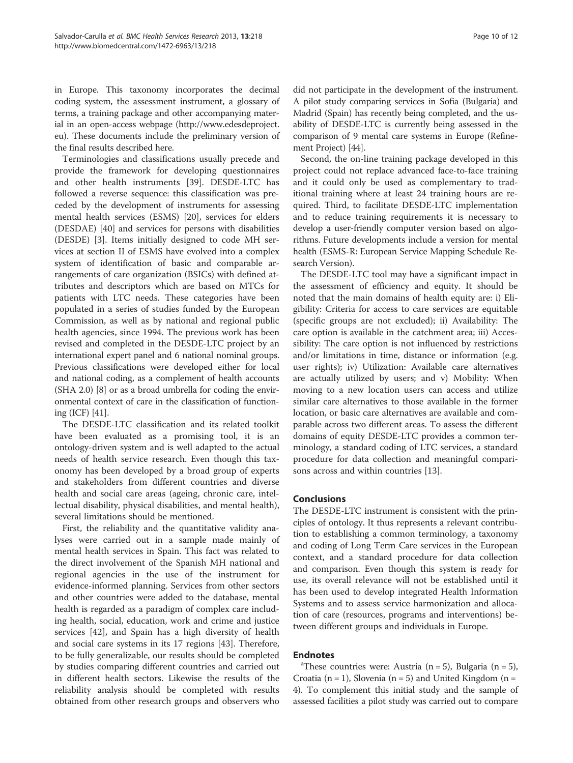in Europe. This taxonomy incorporates the decimal coding system, the assessment instrument, a glossary of terms, a training package and other accompanying material in an open-access webpage (http://www.edesdeproject.eu). These documents include the preliminary version of the final results described here.

Terminologies and classifications usually precede and provide the framework for developing questionnaires and other health instruments [39]. DESDE-LTC has followed a reverse sequence: this classification was preceded by the development of instruments for assessing mental health services (ESMS) [20], services for elders (DESDAE) [40] and services for persons with disabilities (DESDE) [3]. Items initially designed to code MH services at section II of ESMS have evolved into a complex system of identification of basic and comparable arrangements of care organization (BSICs) with defined attributes and descriptors which are based on MTCs for patients with LTC needs. These categories have been populated in a series of studies funded by the European Commission, as well as by national and regional public health agencies, since 1994. The previous work has been revised and completed in the DESDE-LTC project by an international expert panel and 6 national nominal groups. Previous classifications were developed either for local and national coding, as a complement of health accounts (SHA 2.0) [8] or as a broad umbrella for coding the environmental context of care in the classification of functioning (ICF) [41].

The DESDE-LTC classification and its related toolkit have been evaluated as a promising tool, it is an ontology-driven system and is well adapted to the actual needs of health service research. Even though this taxonomy has been developed by a broad group of experts and stakeholders from different countries and diverse health and social care areas (ageing, chronic care, intellectual disability, physical disabilities, and mental health), several limitations should be mentioned.

First, the reliability and the quantitative validity analyses were carried out in a sample made mainly of mental health services in Spain. This fact was related to the direct involvement of the Spanish MH national and regional agencies in the use of the instrument for evidence-informed planning. Services from other sectors and other countries were added to the database, mental health is regarded as a paradigm of complex care including health, social, education, work and crime and justice services [42], and Spain has a high diversity of health and social care systems in its 17 regions [43]. Therefore, to be fully generalizable, our results should be completed by studies comparing different countries and carried out in different health sectors. Likewise the results of the reliability analysis should be completed with results obtained from other research groups and observers who did not participate in the development of the instrument. A pilot study comparing services in Sofia (Bulgaria) and Madrid (Spain) has recently being completed, and the usability of DESDE-LTC is currently being assessed in the comparison of 9 mental care systems in Europe (Refinement Project) [44].

Second, the on-line training package developed in this project could not replace advanced face-to-face training and it could only be used as complementary to traditional training where at least 24 training hours are required. Third, to facilitate DESDE-LTC implementation and to reduce training requirements it is necessary to develop a user-friendly computer version based on algorithms. Future developments include a version for mental health (ESMS-R: European Service Mapping Schedule Research Version).

The DESDE-LTC tool may have a significant impact in the assessment of efficiency and equity. It should be noted that the main domains of health equity are: i) Eligibility: Criteria for access to care services are equitable (specific groups are not excluded); ii) Availability: The care option is available in the catchment area; iii) Accessibility: The care option is not influenced by restrictions and/or limitations in time, distance or information (e.g. user rights); iv) Utilization: Available care alternatives are actually utilized by users; and v) Mobility: When moving to a new location users can access and utilize similar care alternatives to those available in the former location, or basic care alternatives are available and comparable across two different areas. To assess the different domains of equity DESDE-LTC provides a common terminology, a standard coding of LTC services, a standard procedure for data collection and meaningful comparisons across and within countries [13].

## Conclusions

The DESDE-LTC instrument is consistent with the principles of ontology. It thus represents a relevant contribution to establishing a common terminology, a taxonomy and coding of Long Term Care services in the European context, and a standard procedure for data collection and comparison. Even though this system is ready for use, its overall relevance will not be established until it has been used to develop integrated Health Information Systems and to assess service harmonization and allocation of care (resources, programs and interventions) between different groups and individuals in Europe.

## Endnotes

[a]These countries were: Austria (n = 5), Bulgaria (n = 5), Croatia (n = 1), Slovenia (n = 5) and United Kingdom (n = 4). To complement this initial study and the sample of assessed facilities a pilot study was carried out to compare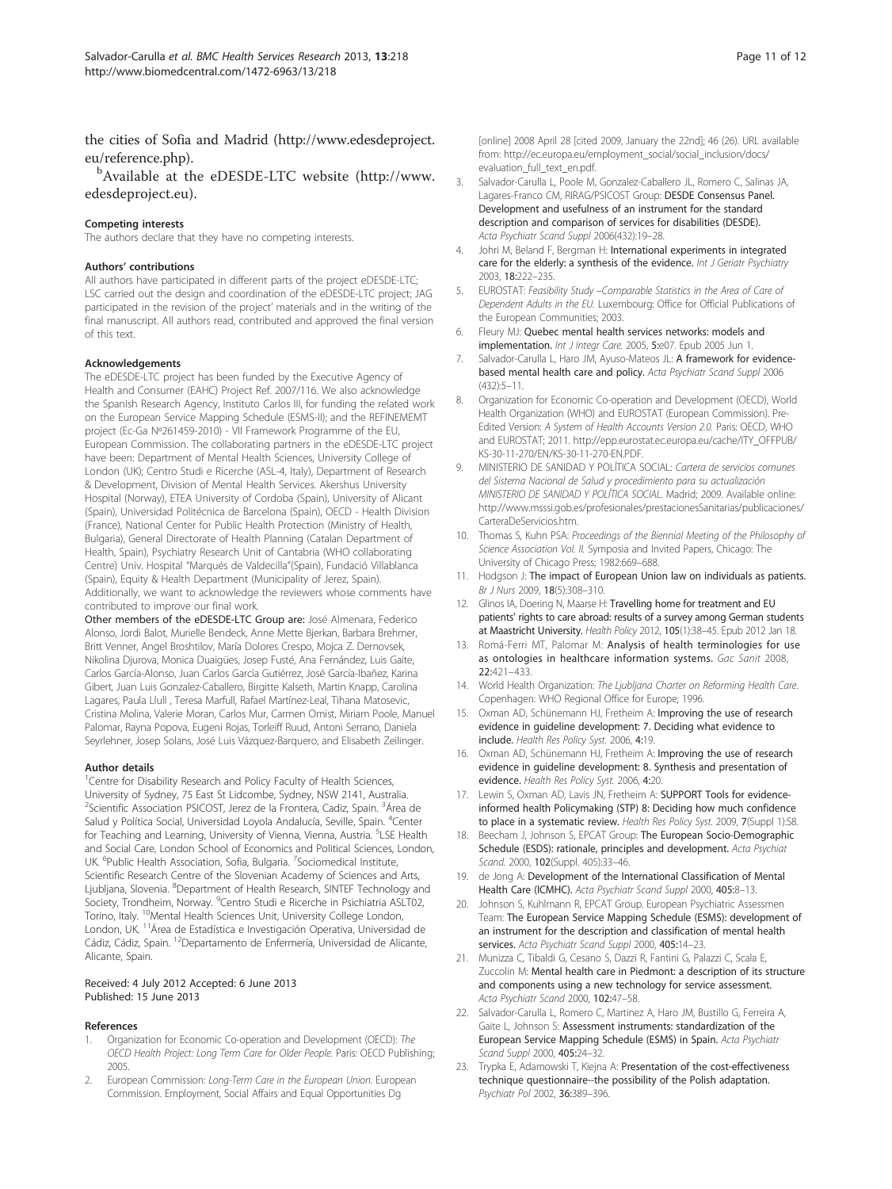the cities of Sofia and Madrid (http://www.edesdeproject.eu/reference.php).

[b]Available at the eDESDE-LTC website (http://www.edesdeproject.eu).

#### Competing interests

The authors declare that they have no competing interests.

#### Authors' contributions

All authors have participated in different parts of the project eDESDE-LTC; LSC carried out the design and coordination of the eDESDE-LTC project; JAG participated in the revision of the project' materials and in the writing of the final manuscript. All authors read, contributed and approved the final version of this text.

#### Acknowledgements

The eDESDE-LTC project has been funded by the Executive Agency of Health and Consumer (EAHC) Project Ref. 2007/116. We also acknowledge the Spanish Research Agency, Instituto Carlos III, for funding the related work on the European Service Mapping Schedule (ESMS-II); and the REFINEMEMT project (Ec-Ga Nº261459-2010) - VII Framework Programme of the EU, European Commission. The collaborating partners in the eDESDE-LTC project have been: Department of Mental Health Sciences, University College of London (UK); Centro Studi e Ricerche (ASL-4, Italy), Department of Research & Development, Division of Mental Health Services. Akershus University Hospital (Norway), ETEA University of Cordoba (Spain), University of Alicant (Spain), Universidad Politécnica de Barcelona (Spain), OECD - Health Division (France), National Center for Public Health Protection (Ministry of Health, Bulgaria), General Directorate of Health Planning (Catalan Department of Health, Spain), Psychiatry Research Unit of Cantabria (WHO collaborating Centre) Univ. Hospital "Marqués de Valdecilla"(Spain), Fundació Villablanca (Spain), Equity & Health Department (Municipality of Jerez, Spain). Additionally, we want to acknowledge the reviewers whose comments have contributed to improve our final work.

Other members of the eDESDE-LTC Group are: José Almenara, Federico Alonso, Jordi Balot, Murielle Bendeck, Anne Mette Bjerkan, Barbara Brehmer, Britt Venner, Angel Broshtilov, María Dolores Crespo, Mojca Z. Dernovsek, Nikolina Djurova, Monica Duaigües, Josep Fusté, Ana Fernández, Luis Gaite, Carlos García-Alonso, Juan Carlos García Gutiérrez, José García-Ibañez, Karina Gibert, Juan Luis Gonzalez-Caballero, Birgitte Kalseth, Martin Knapp, Carolina Lagares, Paula Llull , Teresa Marfull, Rafael Martínez-Leal, Tihana Matosevic, Cristina Molina, Valerie Moran, Carlos Mur, Carmen Omist, Miriam Poole, Manuel Palomar, Rayna Popova, Eugeni Rojas, Torleiff Ruud, Antoni Serrano, Daniela Seyrlehner, Josep Solans, José Luis Vázquez-Barquero, and Elisabeth Zeilinger.

#### Author details

[1]Centre for Disability Research and Policy Faculty of Health Sciences, University of Sydney, 75 East St Lidcombe, Sydney, NSW 2141, Australia. [2]Scientific Association PSICOST, Jerez de la Frontera, Cadiz, Spain. [3]Área de Salud y Política Social, Universidad Loyola Andalucía, Seville, Spain. [4]Center for Teaching and Learning, University of Vienna, Vienna, Austria. [5]LSE Health and Social Care, London School of Economics and Political Sciences, London, UK. [6]Public Health Association, Sofia, Bulgaria. [7]Sociomedical Institute, Scientific Research Centre of the Slovenian Academy of Sciences and Arts, Ljubljana, Slovenia. [8]Department of Health Research, SINTEF Technology and Society, Trondheim, Norway. [9]Centro Studi e Ricerche in Psichiatria ASLT02, Torino, Italy. [10]Mental Health Sciences Unit, University College London, London, UK. [11]Área de Estadística e Investigación Operativa, Universidad de Cádiz, Cádiz, Spain. [12]Departamento de Enfermería, Universidad de Alicante, Alicante, Spain.

Received: 4 July 2012 Accepted: 6 June 2013
Published: 15 June 2013

#### References

1. Organization for Economic Co-operation and Development (OECD): *The OECD Health Project: Long Term Care for Older People.* Paris: OECD Publishing; 2005.
2. European Commission: *Long-Term Care in the European Union.* European Commission. Employment, Social Affairs and Equal Opportunities Dg [online] 2008 April 28 [cited 2009, January the 22nd]; 46 (26). URL available from: http://ec.europa.eu/employment_social/social_inclusion/docs/evaluation_full_text_en.pdf.
3. Salvador-Carulla L, Poole M, Gonzalez-Caballero JL, Romero C, Salinas JA, Lagares-Franco CM, RIRAG/PSICOST Group: **DESDE Consensus Panel. Development and usefulness of an instrument for the standard description and comparison of services for disabilities (DESDE).** *Acta Psychiatr Scand Suppl* 2006(432):19–28.
4. Johri M, Beland F, Bergman H: **International experiments in integrated care for the elderly: a synthesis of the evidence.** *Int J Geriatr Psychiatry* 2003, **18:**222–235.
5. EUROSTAT: *Feasibility Study –Comparable Statistics in the Area of Care of Dependent Adults in the EU.* Luxembourg: Office for Official Publications of the European Communities; 2003.
6. Fleury MJ: **Quebec mental health services networks: models and implementation.** *Int J Integr Care.* 2005, **5:**e07. Epub 2005 Jun 1.
7. Salvador-Carulla L, Haro JM, Ayuso-Mateos JL: **A framework for evidence-based mental health care and policy.** *Acta Psychiatr Scand Suppl* 2006 (432):5–11.
8. Organization for Economic Co-operation and Development (OECD), World Health Organization (WHO) and EUROSTAT (European Commission). Pre-Edited Version: *A System of Health Accounts Version 2.0.* Paris: OECD, WHO and EUROSTAT; 2011. http://epp.eurostat.ec.europa.eu/cache/ITY_OFFPUB/KS-30-11-270/EN/KS-30-11-270-EN.PDF.
9. MINISTERIO DE SANIDAD Y POLÍTICA SOCIAL: *Cartera de servicios comunes del Sistema Nacional de Salud y procedimiento para su actualización MINISTERIO DE SANIDAD Y POLÍTICA SOCIAL.* Madrid; 2009. Available online: http://www.msssi.gob.es/profesionales/prestacionesSanitarias/publicaciones/CarteraDeServicios.htm.
10. Thomas S, Kuhn PSA: *Proceedings of the Biennial Meeting of the Philosophy of Science Association Vol. II.* Symposia and Invited Papers, Chicago: The University of Chicago Press; 1982:669–688.
11. Hodgson J: **The impact of European Union law on individuals as patients.** *Br J Nurs* 2009, **18**(5):308–310.
12. Glinos IA, Doering N, Maarse H: **Travelling home for treatment and EU patients' rights to care abroad: results of a survey among German students at Maastricht University.** *Health Policy* 2012, **105**(1):38–45. Epub 2012 Jan 18.
13. Romá-Ferri MT, Palomar M: **Analysis of health terminologies for use as ontologies in healthcare information systems.** *Gac Sanit* 2008, **22:**421–433.
14. World Health Organization: *The Ljubljana Charter on Reforming Health Care.* Copenhagen: WHO Regional Office for Europe; 1996.
15. Oxman AD, Schünemann HJ, Fretheim A: **Improving the use of research evidence in guideline development: 7. Deciding what evidence to include.** *Health Res Policy Syst.* 2006, **4:**19.
16. Oxman AD, Schünemann HJ, Fretheim A: **Improving the use of research evidence in guideline development: 8. Synthesis and presentation of evidence.** *Health Res Policy Syst.* 2006, **4:**20.
17. Lewin S, Oxman AD, Lavis JN, Fretheim A: **SUPPORT Tools for evidence-informed health Policymaking (STP) 8: Deciding how much confidence to place in a systematic review.** *Health Res Policy Syst.* 2009, **7**(Suppl 1):S8.
18. Beecham J, Johnson S, EPCAT Group: **The European Socio-Demographic Schedule (ESDS): rationale, principles and development.** *Acta Psychiat Scand.* 2000, **102**(Suppl. 405):33–46.
19. de Jong A: **Development of the International Classification of Mental Health Care (ICMHC).** *Acta Psychiatr Scand Suppl* 2000, **405:**8–13.
20. Johnson S, Kuhlmann R, EPCAT Group. European Psychiatric Assessmen Team: **The European Service Mapping Schedule (ESMS): development of an instrument for the description and classification of mental health services.** *Acta Psychiatr Scand Suppl* 2000, **405:**14–23.
21. Munizza C, Tibaldi G, Cesano S, Dazzi R, Fantini G, Palazzi C, Scala E, Zuccolin M: **Mental health care in Piedmont: a description of its structure and components using a new technology for service assessment.** *Acta Psychiatr Scand* 2000, **102:**47–58.
22. Salvador-Carulla L, Romero C, Martinez A, Haro JM, Bustillo G, Ferreira A, Gaite L, Johnson S: **Assessment instruments: standardization of the European Service Mapping Schedule (ESMS) in Spain.** *Acta Psychiatr Scand Suppl* 2000, **405:**24–32.
23. Trypka E, Adamowski T, Kiejna A: **Presentation of the cost-effectiveness technique questionnaire--the possibility of the Polish adaptation.** *Psychiatr Pol* 2002, **36:**389–396.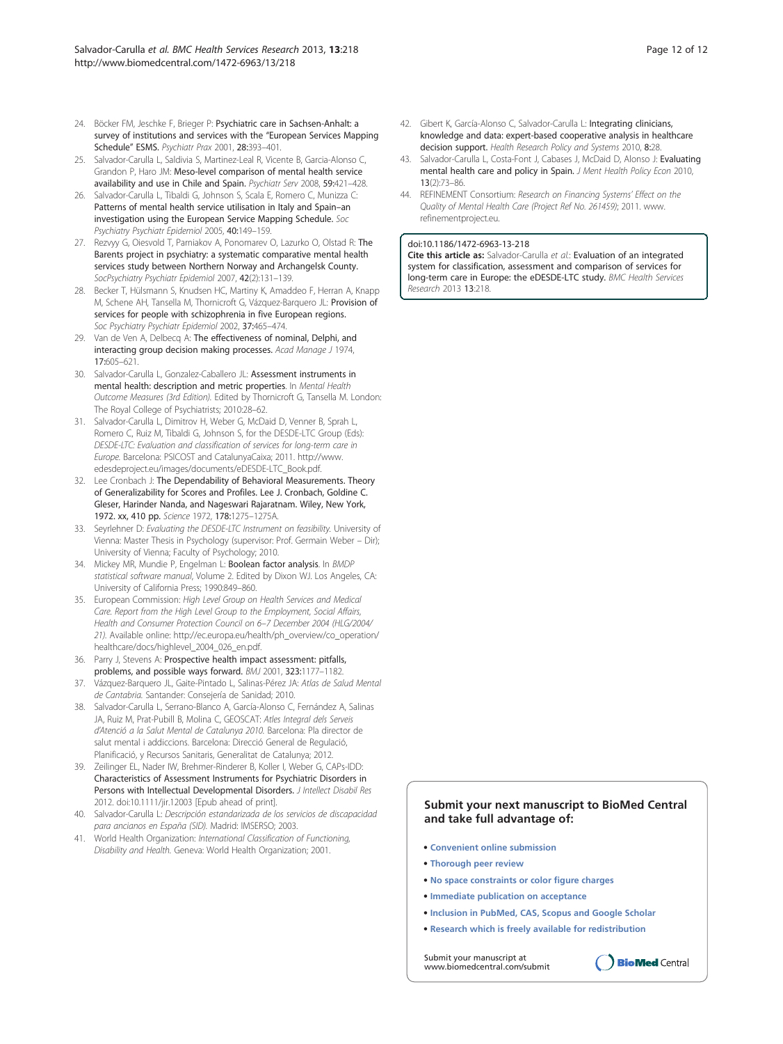24. Böcker FM, Jeschke F, Brieger P: **Psychiatric care in Sachsen-Anhalt: a survey of institutions and services with the "European Services Mapping Schedule" ESMS.** *Psychiatr Prax* 2001, **28:**393–401.
25. Salvador-Carulla L, Saldivia S, Martinez-Leal R, Vicente B, Garcia-Alonso C, Grandon P, Haro JM: **Meso-level comparison of mental health service availability and use in Chile and Spain.** *Psychiatr Serv* 2008, **59:**421–428.
26. Salvador-Carulla L, Tibaldi G, Johnson S, Scala E, Romero C, Munizza C: **Patterns of mental health service utilisation in Italy and Spain–an investigation using the European Service Mapping Schedule.** *Soc Psychiatry Psychiatr Epidemiol* 2005, **40:**149–159.
27. Rezvyy G, Oiesvold T, Parniakov A, Ponomarev O, Lazurko O, Olstad R: **The Barents project in psychiatry: a systematic comparative mental health services study between Northern Norway and Archangelsk County.** *SocPsychiatry Psychiatr Epidemiol* 2007, **42**(2):131–139.
28. Becker T, Hülsmann S, Knudsen HC, Martiny K, Amaddeo F, Herran A, Knapp M, Schene AH, Tansella M, Thornicroft G, Vázquez-Barquero JL: **Provision of services for people with schizophrenia in five European regions.** *Soc Psychiatry Psychiatr Epidemiol* 2002, **37:**465–474.
29. Van de Ven A, Delbecq A: **The effectiveness of nominal, Delphi, and interacting group decision making processes.** *Acad Manage J* 1974, **17:**605–621.
30. Salvador-Carulla L, Gonzalez-Caballero JL: **Assessment instruments in mental health: description and metric properties**. In *Mental Health Outcome Measures (3rd Edition)*. Edited by Thornicroft G, Tansella M. London: The Royal College of Psychiatrists; 2010:28–62.
31. Salvador-Carulla L, Dimitrov H, Weber G, McDaid D, Venner B, Sprah L, Romero C, Ruiz M, Tibaldi G, Johnson S, for the DESDE-LTC Group (Eds): *DESDE-LTC: Evaluation and classification of services for long-term care in Europe.* Barcelona: PSICOST and CatalunyaCaixa; 2011. http://www.edesdeproject.eu/images/documents/eDESDE-LTC_Book.pdf.
32. Lee Cronbach J: **The Dependability of Behavioral Measurements. Theory of Generalizability for Scores and Profiles. Lee J. Cronbach, Goldine C. Gleser, Harinder Nanda, and Nageswari Rajaratnam. Wiley, New York, 1972. xx, 410 pp.** *Science* 1972, **178:**1275–1275A.
33. Seyrlehner D: *Evaluating the DESDE-LTC Instrument on feasibility.* University of Vienna: Master Thesis in Psychology (supervisor: Prof. Germain Weber – Dir); University of Vienna; Faculty of Psychology; 2010.
34. Mickey MR, Mundie P, Engelman L: **Boolean factor analysis**. In *BMDP statistical software manual*, Volume 2. Edited by Dixon WJ. Los Angeles, CA: University of California Press; 1990:849–860.
35. European Commission: *High Level Group on Health Services and Medical Care. Report from the High Level Group to the Employment, Social Affairs, Health and Consumer Protection Council on 6–7 December 2004 (HLG/2004/21).* Available online: http://ec.europa.eu/health/ph_overview/co_operation/healthcare/docs/highlevel_2004_026_en.pdf.
36. Parry J, Stevens A: **Prospective health impact assessment: pitfalls, problems, and possible ways forward.** *BMJ* 2001, **323:**1177–1182.
37. Vázquez-Barquero JL, Gaite-Pintado L, Salinas-Pérez JA: *Atlas de Salud Mental de Cantabria.* Santander: Consejería de Sanidad; 2010.
38. Salvador-Carulla L, Serrano-Blanco A, García-Alonso C, Fernández A, Salinas JA, Ruiz M, Prat-Pubill B, Molina C, GEOSCAT: *Atles Integral dels Serveis d'Atenció a la Salut Mental de Catalunya 2010.* Barcelona: Pla director de salut mental i addiccions. Barcelona: Direcció General de Regulació, Planificació, y Recursos Sanitaris, Generalitat de Catalunya; 2012.
39. Zeilinger EL, Nader IW, Brehmer-Rinderer B, Koller I, Weber G, CAPs-IDD: **Characteristics of Assessment Instruments for Psychiatric Disorders in Persons with Intellectual Developmental Disorders.** *J Intellect Disabil Res* 2012. doi:10.1111/jir.12003 [Epub ahead of print].
40. Salvador-Carulla L: *Descripción estandarizada de los servicios de discapacidad para ancianos en España (SID).* Madrid: IMSERSO; 2003.
41. World Health Organization: *International Classification of Functioning, Disability and Health.* Geneva: World Health Organization; 2001.
42. Gibert K, García-Alonso C, Salvador-Carulla L: **Integrating clinicians, knowledge and data: expert-based cooperative analysis in healthcare decision support.** *Health Research Policy and Systems* 2010, **8:**28.
43. Salvador-Carulla L, Costa-Font J, Cabases J, McDaid D, Alonso J: **Evaluating mental health care and policy in Spain.** *J Ment Health Policy Econ* 2010, **13**(2):73–86.
44. REFINEMENT Consortium: *Research on Financing Systems' Effect on the Quality of Mental Health Care (Project Ref No. 261459)*; 2011. www.refinementproject.eu.

doi:10.1186/1472-6963-13-218
**Cite this article as:** Salvador-Carulla *et al.*: Evaluation of an integrated system for classification, assessment and comparison of services for long-term care in Europe: the eDESDE-LTC study. *BMC Health Services Research* 2013 **13**:218.

**Submit your next manuscript to BioMed Central and take full advantage of:**

- **Convenient online submission**
- **Thorough peer review**
- **No space constraints or color figure charges**
- **Immediate publication on acceptance**
- **Inclusion in PubMed, CAS, Scopus and Google Scholar**
- **Research which is freely available for redistribution**

Submit your manuscript at
www.biomedcentral.com/submit